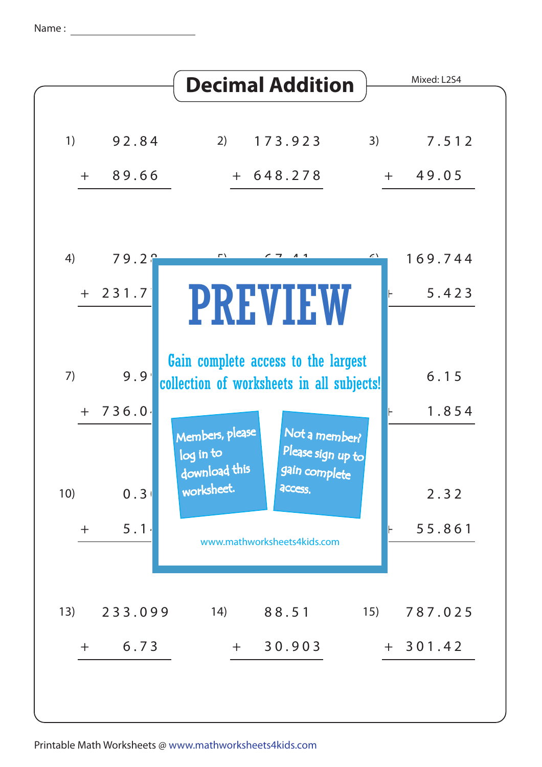Name : ____________________

# Decimal Addition

Mixed: L2S4

1)
$$\begin{array}{r} 92.84 \\ +\ 89.66 \\ \hline \end{array}$$

2)
$$\begin{array}{r} 173.923 \\ +\ 648.278 \\ \hline \end{array}$$

3)
$$\begin{array}{r} 7.512 \\ +\ 49.05 \\ \hline \end{array}$$

4)
$$\begin{array}{r} 79.2 \\ +\ 231.7 \\ \hline \end{array}$$

5)
$$\begin{array}{r} 67.41 \\ \hline \end{array}$$

6)
$$\begin{array}{r} 169.744 \\ +\ 5.423 \\ \hline \end{array}$$

7)
$$\begin{array}{r} 9.9 \\ +\ 736.0 \\ \hline \end{array}$$

8)

9)
$$\begin{array}{r} 6.15 \\ +\ 1.854 \\ \hline \end{array}$$

10)
$$\begin{array}{r} 0.3 \\ +\ 5.1 \\ \hline \end{array}$$

11)

12)
$$\begin{array}{r} 2.32 \\ +\ 55.861 \\ \hline \end{array}$$

13)
$$\begin{array}{r} 233.099 \\ +\ 6.73 \\ \hline \end{array}$$

14)
$$\begin{array}{r} 88.51 \\ +\ 30.903 \\ \hline \end{array}$$

15)
$$\begin{array}{r} 787.025 \\ +\ 301.42 \\ \hline \end{array}$$

PREVIEW

Gain complete access to the largest collection of worksheets in all subjects!

Members, please log in to download this worksheet.

Not a member? Please sign up to gain complete access.

www.mathworksheets4kids.com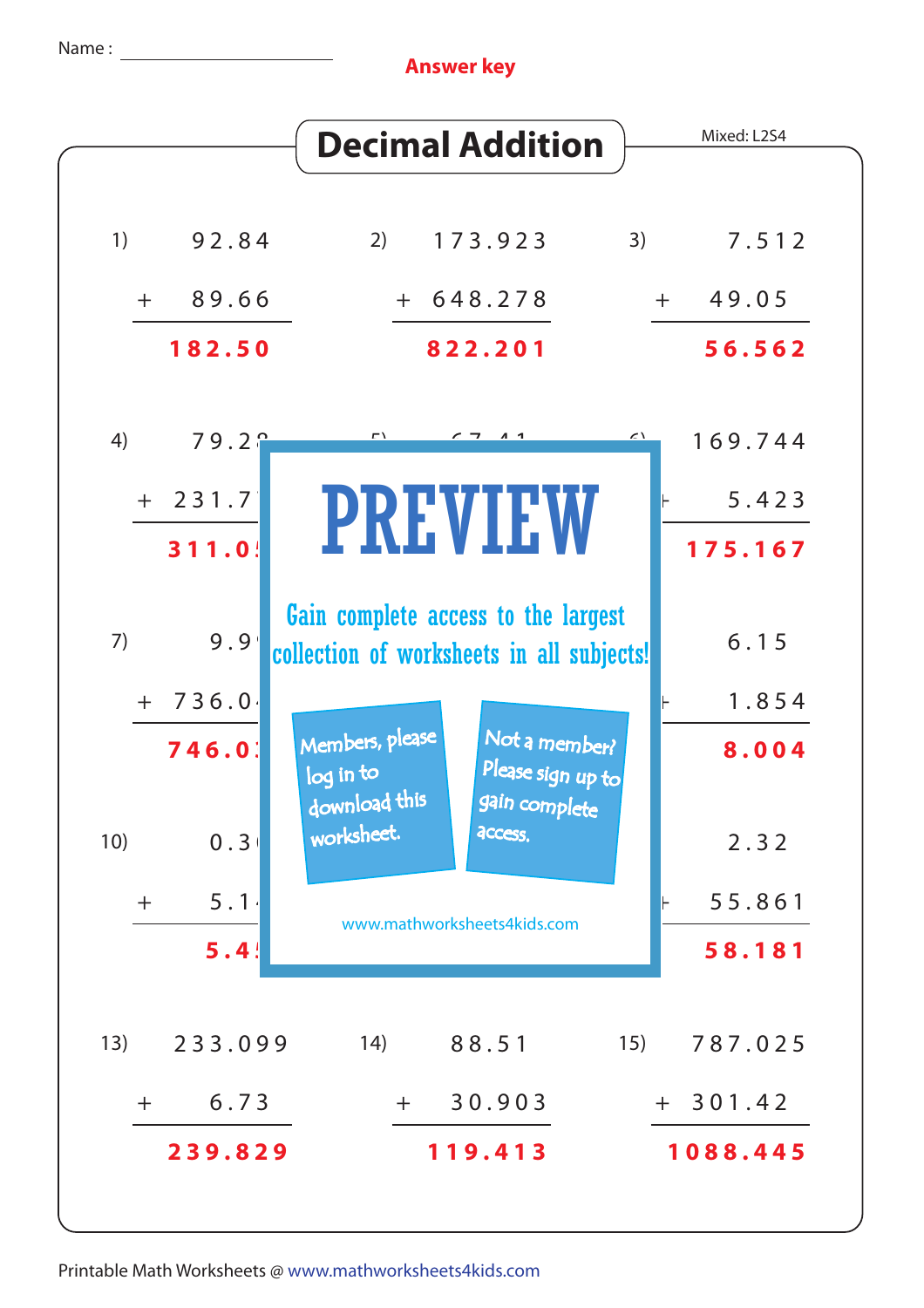Name : ____________________

**Answer key**

# Decimal Addition

Mixed: L2S4

1) 92.84 + 89.66 = **182.50**

2) 173.923 + 648.278 = **822.201**

3) 7.512 + 49.05 = **56.562**

4) 79.2? + 231.7? = **311.0?**

5) 67.41 + ...

6) 169.744 + 5.423 = **175.167**

7) 9.9? + 736.0? = **746.0?**

8) ...

9) 6.15 + 1.854 = **8.004**

10) 0.3? + 5.1? = **5.4?**

11) ...

12) 2.32 + 55.861 = **58.181**

13) 233.099 + 6.73 = **239.829**

14) 88.51 + 30.903 = **119.413**

15) 787.025 + 301.42 = **1088.445**

PREVIEW

Gain complete access to the largest collection of worksheets in all subjects!

Members, please log in to download this worksheet.

Not a member? Please sign up to gain complete access.

www.mathworksheets4kids.com

Printable Math Worksheets @ www.mathworksheets4kids.com